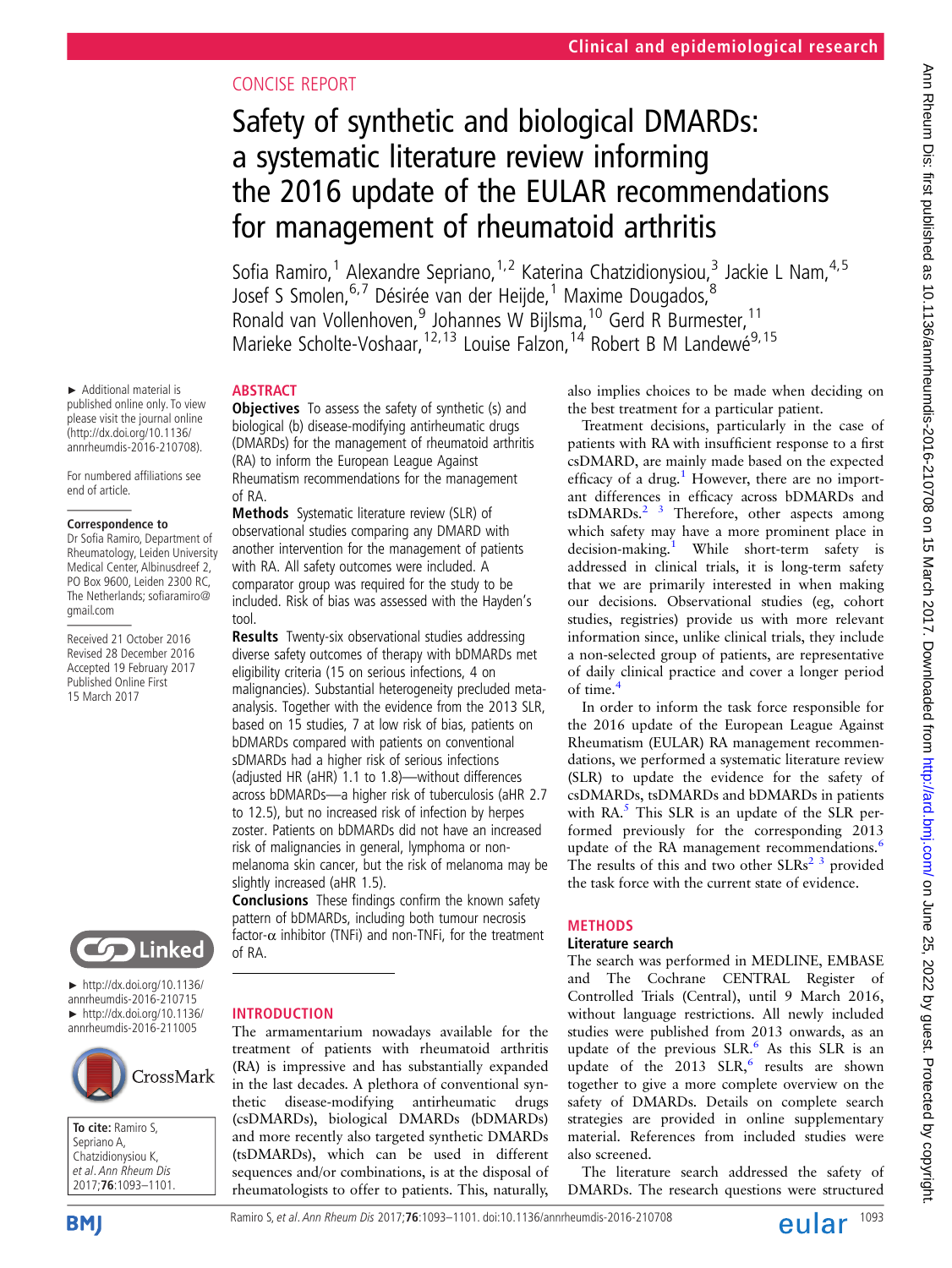CONCISE REPORT

# Safety of synthetic and biological DMARDs: a systematic literature review informing the 2016 update of the EULAR recommendations for management of rheumatoid arthritis

Sofia Ramiro,[1] Alexandre Sepriano,[1,2] Katerina Chatzidionysiou,[3] Jackie L Nam,[4,5] Josef S Smolen,[6,7] Désirée van der Heijde,[1] Maxime Dougados,[8] Ronald van Vollenhoven,[9] Johannes W Bijlsma,[10] Gerd R Burmester,[11] Marieke Scholte-Voshaar,[12,13] Louise Falzon,[14] Robert B M Landewé[9,15]

► Additional material is published online only. To view please visit the journal online (http://dx.doi.org/10.1136/annrheumdis-2016-210708).

For numbered affiliations see end of article.

**Correspondence to**
Dr Sofia Ramiro, Department of Rheumatology, Leiden University Medical Center, Albinusdreef 2, PO Box 9600, Leiden 2300 RC, The Netherlands; sofiaramiro@gmail.com

Received 21 October 2016
Revised 28 December 2016
Accepted 19 February 2017
Published Online First 15 March 2017

► http://dx.doi.org/10.1136/annrheumdis-2016-210715
► http://dx.doi.org/10.1136/annrheumdis-2016-211005

**To cite:** Ramiro S, Sepriano A, Chatzidionysiou K, *et al. Ann Rheum Dis* 2017;**76**:1093–1101.

## ABSTRACT

**Objectives** To assess the safety of synthetic (s) and biological (b) disease-modifying antirheumatic drugs (DMARDs) for the management of rheumatoid arthritis (RA) to inform the European League Against Rheumatism recommendations for the management of RA.

**Methods** Systematic literature review (SLR) of observational studies comparing any DMARD with another intervention for the management of patients with RA. All safety outcomes were included. A comparator group was required for the study to be included. Risk of bias was assessed with the Hayden's tool.

**Results** Twenty-six observational studies addressing diverse safety outcomes of therapy with bDMARDs met eligibility criteria (15 on serious infections, 4 on malignancies). Substantial heterogeneity precluded meta-analysis. Together with the evidence from the 2013 SLR, based on 15 studies, 7 at low risk of bias, patients on bDMARDs compared with patients on conventional sDMARDs had a higher risk of serious infections (adjusted HR (aHR) 1.1 to 1.8)—without differences across bDMARDs—a higher risk of tuberculosis (aHR 2.7 to 12.5), but no increased risk of infection by herpes zoster. Patients on bDMARDs did not have an increased risk of malignancies in general, lymphoma or non-melanoma skin cancer, but the risk of melanoma may be slightly increased (aHR 1.5).

**Conclusions** These findings confirm the known safety pattern of bDMARDs, including both tumour necrosis factor-α inhibitor (TNFi) and non-TNFi, for the treatment of RA.

## INTRODUCTION

The armamentarium nowadays available for the treatment of patients with rheumatoid arthritis (RA) is impressive and has substantially expanded in the last decades. A plethora of conventional synthetic disease-modifying antirheumatic drugs (csDMARDs), biological DMARDs (bDMARDs) and more recently also targeted synthetic DMARDs (tsDMARDs), which can be used in different sequences and/or combinations, is at the disposal of rheumatologists to offer to patients. This, naturally, also implies choices to be made when deciding on the best treatment for a particular patient.

Treatment decisions, particularly in the case of patients with RA with insufficient response to a first csDMARD, are mainly made based on the expected efficacy of a drug.[1] However, there are no important differences in efficacy across bDMARDs and tsDMARDs.[2,3] Therefore, other aspects among which safety may have a more prominent place in decision-making.[1] While short-term safety is addressed in clinical trials, it is long-term safety that we are primarily interested in when making our decisions. Observational studies (eg, cohort studies, registries) provide us with more relevant information since, unlike clinical trials, they include a non-selected group of patients, are representative of daily clinical practice and cover a longer period of time.[4]

In order to inform the task force responsible for the 2016 update of the European League Against Rheumatism (EULAR) RA management recommendations, we performed a systematic literature review (SLR) to update the evidence for the safety of csDMARDs, tsDMARDs and bDMARDs in patients with RA.[5] This SLR is an update of the SLR performed previously for the corresponding 2013 update of the RA management recommendations.[6] The results of this and two other SLRs[2,3] provided the task force with the current state of evidence.

## METHODS

### Literature search

The search was performed in MEDLINE, EMBASE and The Cochrane CENTRAL Register of Controlled Trials (Central), until 9 March 2016, without language restrictions. All newly included studies were published from 2013 onwards, as an update of the previous SLR.[6] As this SLR is an update of the 2013 SLR,[6] results are shown together to give a more complete overview on the safety of DMARDs. Details on complete search strategies are provided in online supplementary material. References from included studies were also screened.

The literature search addressed the safety of DMARDs. The research questions were structured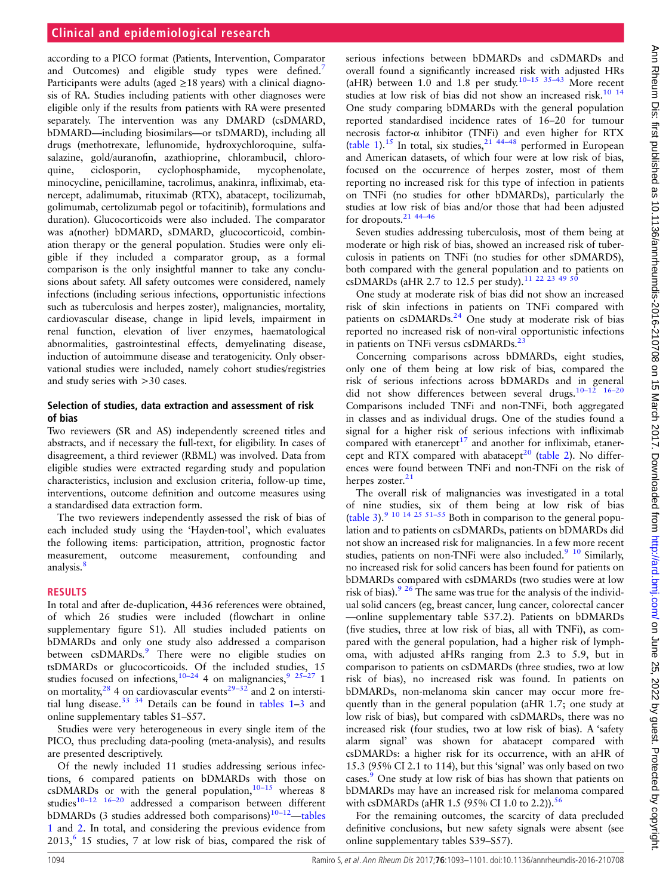according to a PICO format (Patients, Intervention, Comparator and Outcomes) and eligible study types were defined.[7] Participants were adults (aged ≥18 years) with a clinical diagnosis of RA. Studies including patients with other diagnoses were eligible only if the results from patients with RA were presented separately. The intervention was any DMARD (csDMARD, bDMARD—including biosimilars—or tsDMARD), including all drugs (methotrexate, leflunomide, hydroxychloroquine, sulfasalazine, gold/auranofin, azathioprine, chlorambucil, chloroquine, ciclosporin, cyclophosphamide, mycophenolate, minocycline, penicillamine, tacrolimus, anakinra, infliximab, etanercept, adalimumab, rituximab (RTX), abatacept, tocilizumab, golimumab, certolizumab pegol or tofacitinib), formulations and duration). Glucocorticoids were also included. The comparator was a(nother) bDMARD, sDMARD, glucocorticoid, combination therapy or the general population. Studies were only eligible if they included a comparator group, as a formal comparison is the only insightful manner to take any conclusions about safety. All safety outcomes were considered, namely infections (including serious infections, opportunistic infections such as tuberculosis and herpes zoster), malignancies, mortality, cardiovascular disease, change in lipid levels, impairment in renal function, elevation of liver enzymes, haematological abnormalities, gastrointestinal effects, demyelinating disease, induction of autoimmune disease and teratogenicity. Only observational studies were included, namely cohort studies/registries and study series with >30 cases.

### Selection of studies, data extraction and assessment of risk of bias

Two reviewers (SR and AS) independently screened titles and abstracts, and if necessary the full-text, for eligibility. In cases of disagreement, a third reviewer (RBML) was involved. Data from eligible studies were extracted regarding study and population characteristics, inclusion and exclusion criteria, follow-up time, interventions, outcome definition and outcome measures using a standardised data extraction form.

The two reviewers independently assessed the risk of bias of each included study using the 'Hayden-tool', which evaluates the following items: participation, attrition, prognostic factor measurement, outcome measurement, confounding and analysis.[8]

## RESULTS

In total and after de-duplication, 4436 references were obtained, of which 26 studies were included (flowchart in online supplementary figure S1). All studies included patients on bDMARDs and only one study also addressed a comparison between csDMARDs.[9] There were no eligible studies on tsDMARDs or glucocorticoids. Of the included studies, 15 studies focused on infections,[10–24] 4 on malignancies,[9 25–27] 1 on mortality,[28] 4 on cardiovascular events[29–32] and 2 on interstitial lung disease.[33 34] Details can be found in tables 1–3 and online supplementary tables S1–S57.

Studies were very heterogeneous in every single item of the PICO, thus precluding data-pooling (meta-analysis), and results are presented descriptively.

Of the newly included 11 studies addressing serious infections, 6 compared patients on bDMARDs with those on csDMARDs or with the general population,[10–15] whereas 8 studies[10–12 16–20] addressed a comparison between different bDMARDs (3 studies addressed both comparisons)[10–12]—tables 1 and 2. In total, and considering the previous evidence from 2013,[6] 15 studies, 7 at low risk of bias, compared the risk of serious infections between bDMARDs and csDMARDs and overall found a significantly increased risk with adjusted HRs (aHR) between 1.0 and 1.8 per study.[10–15 35–43] More recent studies at low risk of bias did not show an increased risk.[10 14] One study comparing bDMARDs with the general population reported standardised incidence rates of 16–20 for tumour necrosis factor-α inhibitor (TNFi) and even higher for RTX (table 1).[15] In total, six studies,[21 44–48] performed in European and American datasets, of which four were at low risk of bias, focused on the occurrence of herpes zoster, most of them reporting no increased risk for this type of infection in patients on TNFi (no studies for other bDMARDs), particularly the studies at low risk of bias and/or those that had been adjusted for dropouts.[21 44–46]

Seven studies addressing tuberculosis, most of them being at moderate or high risk of bias, showed an increased risk of tuberculosis in patients on TNFi (no studies for other sDMARDS), both compared with the general population and to patients on csDMARDs (aHR 2.7 to 12.5 per study).[11 22 23 49 50]

One study at moderate risk of bias did not show an increased risk of skin infections in patients on TNFi compared with patients on csDMARDs.[24] One study at moderate risk of bias reported no increased risk of non-viral opportunistic infections in patients on TNFi versus csDMARDs.[23]

Concerning comparisons across bDMARDs, eight studies, only one of them being at low risk of bias, compared the risk of serious infections across bDMARDs and in general did not show differences between several drugs.[10–12 16–20] Comparisons included TNFi and non-TNFi, both aggregated in classes and as individual drugs. One of the studies found a signal for a higher risk of serious infections with infliximab compared with etanercept[17] and another for infliximab, etanercept and RTX compared with abatacept[20] (table 2). No differences were found between TNFi and non-TNFi on the risk of herpes zoster.[21]

The overall risk of malignancies was investigated in a total of nine studies, six of them being at low risk of bias (table 3).[9 10 14 25 51–55] Both in comparison to the general population and to patients on csDMARDs, patients on bDMARDs did not show an increased risk for malignancies. In a few more recent studies, patients on non-TNFi were also included.[9 10] Similarly, no increased risk for solid cancers has been found for patients on bDMARDs compared with csDMARDs (two studies were at low risk of bias).[9 26] The same was true for the analysis of the individual solid cancers (eg, breast cancer, lung cancer, colorectal cancer —online supplementary table S37.2). Patients on bDMARDs (five studies, three at low risk of bias, all with TNFi), as compared with the general population, had a higher risk of lymphoma, with adjusted aHRs ranging from 2.3 to 5.9, but in comparison to patients on csDMARDs (three studies, two at low risk of bias), no increased risk was found. In patients on bDMARDs, non-melanoma skin cancer may occur more frequently than in the general population (aHR 1.7; one study at low risk of bias), but compared with csDMARDs, there was no increased risk (four studies, two at low risk of bias). A 'safety alarm signal' was shown for abatacept compared with csDMARDs: a higher risk for its occurrence, with an aHR of 15.3 (95% CI 2.1 to 114), but this 'signal' was only based on two cases.[9] One study at low risk of bias has shown that patients on bDMARDs may have an increased risk for melanoma compared with csDMARDs (aHR 1.5 (95% CI 1.0 to 2.2)).[56]

For the remaining outcomes, the scarcity of data precluded definitive conclusions, but new safety signals were absent (see online supplementary tables S39–S57).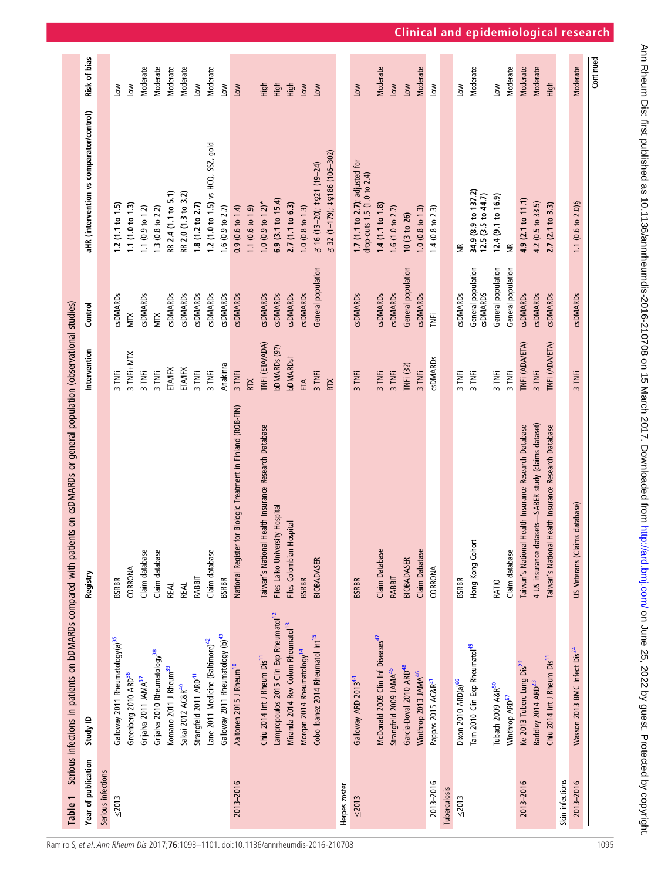**Table 1** Serious infections in patients on bDMARDs compared with patients on csDMARDs or general population (observational studies)

| Year of publication | Study ID | Registry | Intervention | Control | aHR (intervention vs comparator/control) | Risk of bias |
|---|---|---|---|---|---|---|
| **Serious infections** | | | | | | |
| ≤2013 | Galloway 2011 Rheumatology(a)[35] | BSRBR | 3 TNFi | csDMARDs | **1.2 (1.1 to 1.5)** | Low |
| | Greenberg 2010 ARD[36] | CORRONA | 3 TNFi+MTX | MTX | **1.1 (1.0 to 1.3)** | Low |
| | Grijalva 2011 JAMA[37] | Claim database | 3 TNFi | csDMARDs | 1.1 (0.9 to 1.2) | Moderate |
| | Grijalva 2010 Rheumatology[38] | Claim database | 3 TNFi | MTX | 1.3 (0.8 to 2.2) | Moderate |
| | Komano 2011 J Rheum[39] | REAL | ETA/IFX | csDMARDs | RR **2.4 (1.1 to 5.1)** | Moderate |
| | Sakai 2012 AC&R[40] | REAL | ETA/IFX | csDMARDs | RR **2.0 (1.3 to 3.2)** | Moderate |
| | Strangfeld 2011 ARD[41] | RABBIT | 3 TNFi | csDMARDs | **1.8 (1.2 to 2.7)** | Low |
| | Lane 2011 Medicine (Baltimore)[42] | Claim database | 3 TNFi | csDMARDs | **1.2 (1.0 to 1.5)** vs HCQ, SSZ, gold | Moderate |
| | Galloway 2011 Rheumatology (b)[43] | BSRBR | Anakinra | csDMARDs | 1.6 (0.9 to 2.7) | Low |
| 2013–2016 | Aaltonen 2015 J Rheum[10] | National Register for Biologic Treatment in Finland (ROB-FIN) | 3 TNFi | csDMARDs | 0.9 (0.6 to 1.4) | Low |
| | | | RTX | | 1.1 (0.6 to 1.9) | |
| | Chiu 2014 Int J Rheum Dis[11] | Taiwan's National Health Insurance Research Database | TNFi (ETA/ADA) | csDMARDs | 1.0 (0.9 to 1.2)* | High |
| | Lampropoulos 2015 Clin Exp Rheumatol[12] | Files Laiko University Hospital | bDMARDs (9?) | csDMARDs | **6.9 (3.1 to 15.4)** | High |
| | Miranda 2014 Rev Colom Rheumatol[13] | Files Colombian Hospital | bDMARDs† | csDMARDs | **2.7 (1.1 to 6.3)** | High |
| | Morgan 2014 Rheumatology[14] | BSRBR | ETA | csDMARDs | 1.0 (0.8 to 1.3) | Low |
| | Cobo Ibanez 2014 Rheumatol Int[15] | BIOBADASER | 3 TNFi | General population | ♂ 16 (13–20); ‡♀21 (19–24) | Low |
| | | | RTX | | ♂ 32 (1–179); ‡♀186 (106–302) | |
| **Herpes zoster** | | | | | | |
| ≤2013 | Galloway ARD 2013[44] | BSRBR | 3 TNFi | csDMARDs | **1.7 (1.1 to 2.7)**; adjusted for drop-outs 1.5 (1.0 to 2.4) | Low |
| | McDonald 2009 Clin Inf Diseases[47] | Claim Database | 3 TNFi | csDMARDs | **1.4 (1.1 to 1.8)** | Moderate |
| | Strangfeld 2009 JAMA[45] | RABBIT | 3 TNFi | csDMARDs | 1.6 (1.0 to 2.7) | Low |
| | Garcia-Doval 2010 ARD[48] | BIOBADASER | TNFi (3?) | General population | **10 (3 to 26)** | Low |
| | Winthrop 2013 JAMA[46] | Claim Dabatase | 3 TNFi | csDMARDs | 1.0 (0.8 to 1.3) | Moderate |
| 2013–2016 | Pappas 2015 AC&R[21] | CORRONA | csDMARDs | TNFi | 1.4 (0.8 to 2.3) | Low |
| **Tuberculosis** | | | | | | |
| ≤2013 | Dixon 2010 ARD(a)[66] | BSRBR | 3 TNFi | csDMARDs | NR | Low |
| | Tam 2010 Clin Exp Rheumatol[49] | Hong Kong Cohort | 3 TNFi | General population<br>csDMARDS | **34.9 (8.9 to 137.2)**<br>**12.5 (3.5 to 44.7)** | Moderate |
| | Tubach 2009 A&R[50] | RATIO | 3 TNFi | General population | **12.4 (9.1 to 16.9)** | Low |
| | Winthrop ARD[67] | Claim database | 3 TNFi | General population | NR | Moderate |
| 2013–2016 | Ke 2013 Tuberc Lung Dis[22] | Taiwan's National Health Insurance Research Database | TNFi (ADA/ETA) | csDMARDs | **4.9 (2.1 to 11.1)** | Moderate |
| | Baddley 2014 ARD[23] | 4 US insurance datasets—SABER study (claims dataset) | 3 TNFi | csDMARDs | 4.2 (0.5 to 33.5) | Moderate |
| | Chiu 2014 Int J Rheum Dis[11] | Taiwan's National Health Insurance Research Database | TNFi (ADA/ETA) | csDMARDs | **2.7 (2.1 to 3.3)** | High |
| **Skin infections** | | | | | | |
| 2013–2016 | Wasson 2013 BMC Infect Dis[24] | US Veterans (Claims database) | 3 TNFi | csDMARDs | 1.1 (0.6 to 2.0)§ | Moderate |

Continued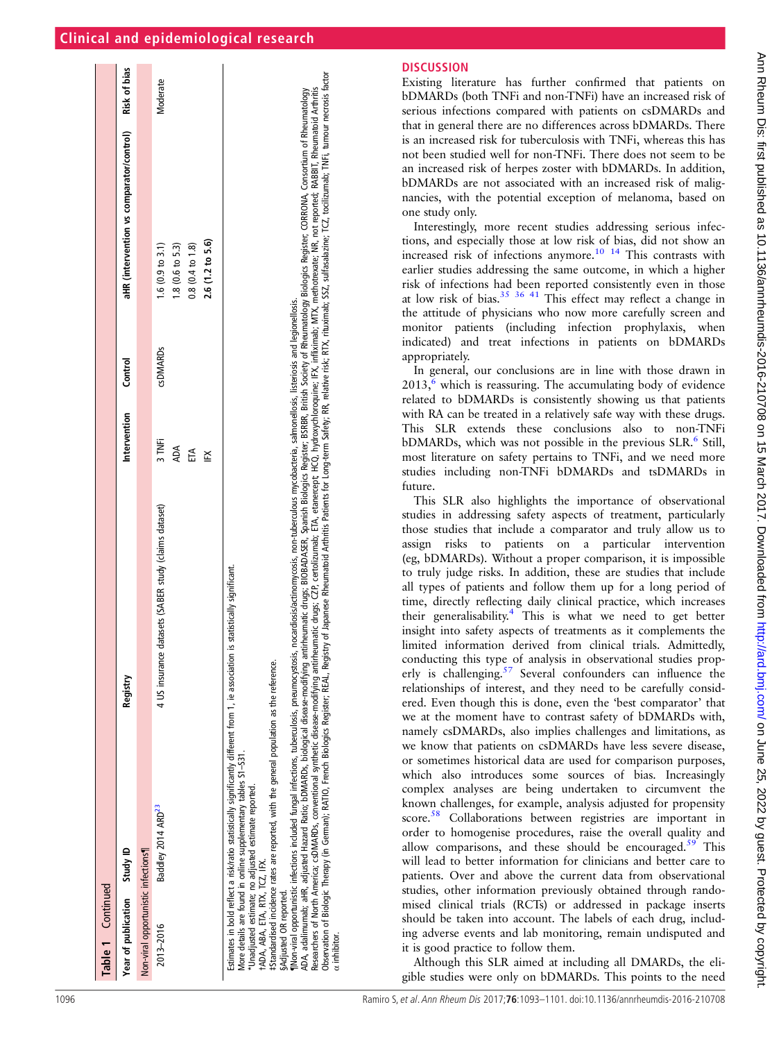**Table 1 Continued**

| Year of publication | Study ID | Registry | Intervention | Control | aHR (intervention vs comparator/control) | Risk of bias |
|---|---|---|---|---|---|---|
| Non-viral opportunistic infections¶ | | | | | | |
| 2013–2016 | Baddley 2014 ARD[23] | 4 US insurance datasets (SABER study (claims dataset) | 3 TNFi | csDMARDs | 1.6 (0.9 to 3.1) | Moderate |
| | | | ADA | | 1.8 (0.6 to 5.3) | |
| | | | ETA | | 0.8 (0.4 to 1.8) | |
| | | | IFX | | **2.6 (1.2 to 5.6)** | |

Estimates in bold reflect a risk/ratio statistically significantly different from 1, ie association is statistically significant.
More details are found in online supplementary tables S1–S31.
*Unadjusted estimate; no adjusted estimate reported.
†ADA, ABA, ETA, RTX, TCZ, IFX.
‡Standardised incidence rates are reported, with the general population as the reference.
§Adjusted OR reported.
¶Non-viral opportunistic infections included fungal infections, tuberculosis, pneumocystosis, nocardiosis/actinomycosis, non-tuberculous mycobacteria, salmonellosis, listeriosis and legionellosis.
ADA, adalimumab; aHR, adjusted Hazard Ratio; bDMARDs, biological disease-modifying antirheumatic drugs; BIOBADASER, Spanish Biologics Register; BSRBR, British Society of Rheumatology Biologics Register; CORRONA, Consortium of Rheumatology Researchers of North America; csDMARDs, conventional synthetic disease-modifying antirheumatic drugs; CZP, certolizumab; ETA, etanercept; HCQ, hydroxychloroquine; IFX, infliximab; MTX, methotrexate; NR, not reported; RABBIT, Rheumatoid Arthritis Observation of Biologic Therapy (in German); RATIO, French Biologics Register; REAL, Registry of Japanese Rheumatoid Arthritis Patients for Long-term Safety; RR, relative risk; RTX, rituximab; SSZ, sulfasalazine; TCZ, tocilizumab; TNFi, tumour necrosis factor α inhibitor.

## DISCUSSION

Existing literature has further confirmed that patients on bDMARDs (both TNFi and non-TNFi) have an increased risk of serious infections compared with patients on csDMARDs and that in general there are no differences across bDMARDs. There is an increased risk for tuberculosis with TNFi, whereas this has not been studied well for non-TNFi. There does not seem to be an increased risk of herpes zoster with bDMARDs. In addition, bDMARDs are not associated with an increased risk of malignancies, with the potential exception of melanoma, based on one study only.

Interestingly, more recent studies addressing serious infections, and especially those at low risk of bias, did not show an increased risk of infections anymore.[10 14] This contrasts with earlier studies addressing the same outcome, in which a higher risk of infections had been reported consistently even in those at low risk of bias.[35 36 41] This effect may reflect a change in the attitude of physicians who now more carefully screen and monitor patients (including infection prophylaxis, when indicated) and treat infections in patients on bDMARDs appropriately.

In general, our conclusions are in line with those drawn in 2013,[6] which is reassuring. The accumulating body of evidence related to bDMARDs is consistently showing us that patients with RA can be treated in a relatively safe way with these drugs. This SLR extends these conclusions also to non-TNFi bDMARDs, which was not possible in the previous SLR.[6] Still, most literature on safety pertains to TNFi, and we need more studies including non-TNFi bDMARDs and tsDMARDs in future.

This SLR also highlights the importance of observational studies in addressing safety aspects of treatment, particularly those studies that include a comparator and truly allow us to assign risks to patients on a particular intervention (eg, bDMARDs). Without a proper comparison, it is impossible to truly judge risks. In addition, these are studies that include all types of patients and follow them up for a long period of time, directly reflecting daily clinical practice, which increases their generalisability.[4] This is what we need to get better insight into safety aspects of treatments as it complements the limited information derived from clinical trials. Admittedly, conducting this type of analysis in observational studies properly is challenging.[57] Several confounders can influence the relationships of interest, and they need to be carefully considered. Even though this is done, even the 'best comparator' that we at the moment have to contrast safety of bDMARDs with, namely csDMARDs, also implies challenges and limitations, as we know that patients on csDMARDs have less severe disease, or sometimes historical data are used for comparison purposes, which also introduces some sources of bias. Increasingly complex analyses are being undertaken to circumvent the known challenges, for example, analysis adjusted for propensity score.[58] Collaborations between registries are important in order to homogenise procedures, raise the overall quality and allow comparisons, and these should be encouraged.[59] This will lead to better information for clinicians and better care to patients. Over and above the current data from observational studies, other information previously obtained through randomised clinical trials (RCTs) or addressed in package inserts should be taken into account. The labels of each drug, including adverse events and lab monitoring, remain undisputed and it is good practice to follow them.

Although this SLR aimed at including all DMARDs, the eligible studies were only on bDMARDs. This points to the need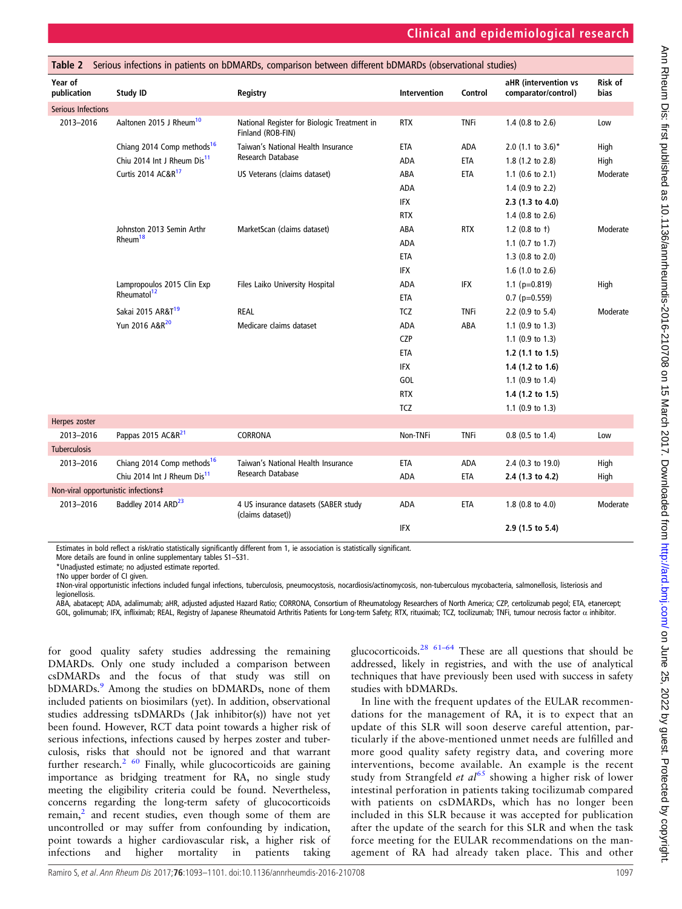**Table 2** Serious infections in patients on bDMARDs, comparison between different bDMARDs (observational studies)

| Year of publication | Study ID | Registry | Intervention | Control | aHR (intervention vs comparator/control) | Risk of bias |
|---|---|---|---|---|---|---|
| Serious Infections | | | | | | |
| 2013–2016 | Aaltonen 2015 J Rheum[10] | National Register for Biologic Treatment in Finland (ROB-FIN) | RTX | TNFi | 1.4 (0.8 to 2.6) | Low |
| | Chiang 2014 Comp methods[16] | Taiwan's National Health Insurance Research Database | ETA | ADA | 2.0 (1.1 to 3.6)* | High |
| | Chiu 2014 Int J Rheum Dis[11] | | ADA | ETA | 1.8 (1.2 to 2.8) | High |
| | Curtis 2014 AC&R[17] | US Veterans (claims dataset) | ABA | ETA | 1.1 (0.6 to 2.1) | Moderate |
| | | | ADA | | 1.4 (0.9 to 2.2) | |
| | | | IFX | | **2.3 (1.3 to 4.0)** | |
| | | | RTX | | 1.4 (0.8 to 2.6) | |
| | Johnston 2013 Semin Arthr Rheum[18] | MarketScan (claims dataset) | ABA | RTX | 1.2 (0.8 to †) | Moderate |
| | | | ADA | | 1.1 (0.7 to 1.7) | |
| | | | ETA | | 1.3 (0.8 to 2.0) | |
| | | | IFX | | 1.6 (1.0 to 2.6) | |
| | Lampropoulos 2015 Clin Exp Rheumatol[12] | Files Laiko University Hospital | ADA | IFX | 1.1 (p=0.819) | High |
| | | | ETA | | 0.7 (p=0.559) | |
| | Sakai 2015 AR&T[19] | REAL | TCZ | TNFi | 2.2 (0.9 to 5.4) | Moderate |
| | Yun 2016 A&R[20] | Medicare claims dataset | ADA | ABA | 1.1 (0.9 to 1.3) | |
| | | | CZP | | 1.1 (0.9 to 1.3) | |
| | | | ETA | | **1.2 (1.1 to 1.5)** | |
| | | | IFX | | **1.4 (1.2 to 1.6)** | |
| | | | GOL | | 1.1 (0.9 to 1.4) | |
| | | | RTX | | **1.4 (1.2 to 1.5)** | |
| | | | TCZ | | 1.1 (0.9 to 1.3) | |
| Herpes zoster | | | | | | |
| 2013–2016 | Pappas 2015 AC&R[21] | CORRONA | Non-TNFi | TNFi | 0.8 (0.5 to 1.4) | Low |
| Tuberculosis | | | | | | |
| 2013–2016 | Chiang 2014 Comp methods[16] | Taiwan's National Health Insurance Research Database | ETA | ADA | 2.4 (0.3 to 19.0) | High |
| | Chiu 2014 Int J Rheum Dis[11] | | ADA | ETA | **2.4 (1.3 to 4.2)** | High |
| Non-viral opportunistic infections‡ | | | | | | |
| 2013–2016 | Baddley 2014 ARD[23] | 4 US insurance datasets (SABER study (claims dataset)) | ADA | ETA | 1.8 (0.8 to 4.0) | Moderate |
| | | | IFX | | **2.9 (1.5 to 5.4)** | |

Estimates in bold reflect a risk/ratio statistically significantly different from 1, ie association is statistically significant.
More details are found in online supplementary tables S1–S31.
*Unadjusted estimate; no adjusted estimate reported.
†No upper border of CI given.
‡Non-viral opportunistic infections included fungal infections, tuberculosis, pneumocystosis, nocardiosis/actinomycosis, non-tuberculous mycobacteria, salmonellosis, listeriosis and legionellosis.
ABA, abatacept; ADA, adalimumab; aHR, adjusted adjusted Hazard Ratio; CORRONA, Consortium of Rheumatology Researchers of North America; CZP, certolizumab pegol; ETA, etanercept; GOL, golimumab; IFX, infliximab; REAL, Registry of Japanese Rheumatoid Arthritis Patients for Long-term Safety; RTX, rituximab; TCZ, tocilizumab; TNFi, tumour necrosis factor α inhibitor.

for good quality safety studies addressing the remaining DMARDs. Only one study included a comparison between csDMARDs and the focus of that study was still on bDMARDs.[9] Among the studies on bDMARDs, none of them included patients on biosimilars (yet). In addition, observational studies addressing tsDMARDs (Jak inhibitor(s)) have not yet been found. However, RCT data point towards a higher risk of serious infections, infections caused by herpes zoster and tuberculosis, risks that should not be ignored and that warrant further research.[2 60] Finally, while glucocorticoids are gaining importance as bridging treatment for RA, no single study meeting the eligibility criteria could be found. Nevertheless, concerns regarding the long-term safety of glucocorticoids remain,[2] and recent studies, even though some of them are uncontrolled or may suffer from confounding by indication, point towards a higher cardiovascular risk, a higher risk of infections and higher mortality in patients taking glucocorticoids.[28 61–64] These are all questions that should be addressed, likely in registries, and with the use of analytical techniques that have previously been used with success in safety studies with bDMARDs.

In line with the frequent updates of the EULAR recommendations for the management of RA, it is to expect that an update of this SLR will soon deserve careful attention, particularly if the above-mentioned unmet needs are fulfilled and more good quality safety registry data, and covering more interventions, become available. An example is the recent study from Strangfeld *et al*[65] showing a higher risk of lower intestinal perforation in patients taking tocilizumab compared with patients on csDMARDs, which has no longer been included in this SLR because it was accepted for publication after the update of the search for this SLR and when the task force meeting for the EULAR recommendations on the management of RA had already taken place. This and other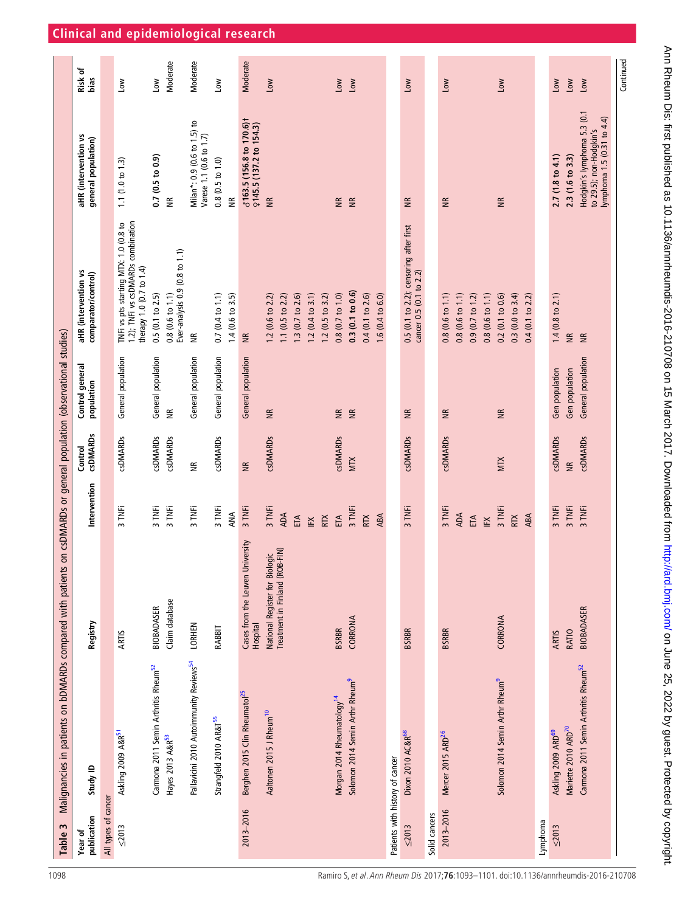**Table 3** Malignancies in patients on bDMARDs compared with patients on csDMARDs or general population (observational studies)

| Year of publication | Study ID | Registry | Intervention | Control csDMARDs | Control general population | aHR (intervention vs comparator/control) | aHR (intervention vs general population) | Risk of bias |
|---|---|---|---|---|---|---|---|---|
| **All types of cancer** | | | | | | | | |
| ≤2013 | Askling 2009 A&R[51] | ARTIS | 3 TNFi | csDMARDs | General population | TNFi vs pts starting MTX: 1.0 (0.8 to 1.2); TNFi vs csDMARDs combination therapy 1.0 (0.7 to 1.4) | 1.1 (1.0 to 1.3) | Low |
| | Carmona 2011 Semin Arthritis Rheum[52] | BIOBADASER | 3 TNFi | csDMARDs | General population | 0.5 (0.1 to 2.5) | **0.7 (0.5 to 0.9)** | Low |
| | Hayes 2013 A&R[53] | Claim database | 3 TNFi | csDMARDs | NR | 0.8 (0.6 to 1.1) Ever-analysis 0.9 (0.8 to 1.1) | NR | Moderate |
| | Pallavicini 2010 Autoimmunity Reviews[54] | LORHEN | 3 TNFi | NR | General population | NR | Milan*: 0.9 (0.6 to 1.5) to Varese 1.1 (0.6 to 1.7) | Moderate |
| | Strangfeld 2010 AR&T[55] | RABBIT | 3 TNFi | csDMARDs | General population | 0.7 (0.4 to 1.1) | 0.8 (0.5 to 1.0) | Low |
| | | | ANA | | | 1.4 (0.6 to 3.5) | NR | |
| 2013–2016 | Berghen 2015 Clin Rheumatol[25] | Cases from the Leuven University Hospital | 3 TNFi | NR | General population | NR | **♂163.5 (156.8 to 170.6)† ♀145.5 (137.2 to 154.3)** | Moderate |
| | Aaltonen 2015 J Rheum[10] | National Register for Biologic Treatment in Finland (ROB-FIN) | 3 TNFi | csDMARDs | NR | 1.2 (0.6 to 2.2) | NR | Low |
| | | | ADA | | | 1.1 (0.5 to 2.2) | | |
| | | | ETA | | | 1.3 (0.7 to 2.6) | | |
| | | | IFX | | | 1.2 (0.4 to 3.1) | | |
| | | | RTX | | | 1.2 (0.5 to 3.2) | | |
| | Morgan 2014 Rheumatology[14] | BSRBR | ETA | csDMARDs | NR | 0.8 (0.7 to 1.0) | NR | Low |
| | Solomon 2014 Semin Arthr Rheum[9] | CORRONA | 3 TNFi | MTX | NR | **0.3 (0.1 to 0.6)** | NR | Low |
| | | | RTX | | | 0.4 (0.1 to 2.6) | | |
| | | | ABA | | | 1.6 (0.4 to 6.0) | | |
| **Patients with history of cancer** | | | | | | | | |
| ≤2013 | Dixon 2010 AC&R[68] | BSRBR | 3 TNFi | csDMARDs | NR | 0.5 (0.1 to 2.2); censoring after first cancer 0.5 (0.1 to 2.2) | NR | Low |
| **Solid cancers** | | | | | | | | |
| 2013–2016 | Mercer 2015 ARD[26] | BSRBR | 3 TNFi | csDMARDs | NR | 0.8 (0.6 to 1.1) | NR | Low |
| | | | ADA | | | 0.8 (0.6 to 1.1) | | |
| | | | ETA | | | 0.9 (0.7 to 1.2) | | |
| | | | IFX | | | 0.8 (0.6 to 1.1) | | |
| | Solomon 2014 Semin Arthr Rheum[9] | CORRONA | 3 TNFi | MTX | NR | 0.2 (0.1 to 0.6) | NR | Low |
| | | | RTX | | | 0.3 (0.0 to 3.4) | | |
| | | | ABA | | | 0.4 (0.1 to 2.2) | | |
| **Lymphoma** | | | | | | | | |
| ≤2013 | Askling 2009 ARD[69] | ARTIS | 3 TNFi | csDMARDs | Gen population | 1.4 (0.8 to 2.1) | **2.7 (1.8 to 4.1)** | Low |
| | Mariette 2010 ARD[70] | RATIO | 3 TNFi | NR | Gen population | NR | **2.3 (1.6 to 3.3)** | Low |
| | Carmona 2011 Semin Arthritis Rheum[52] | BIOBADASER | 3 TNFi | csDMARDs | General population | NR | Hodgkin's lymphoma 5.3 (0.1 to 29.5); non-Hodgkin's lymphoma 1.5 (0.31 to 4.4) | Low |

Continued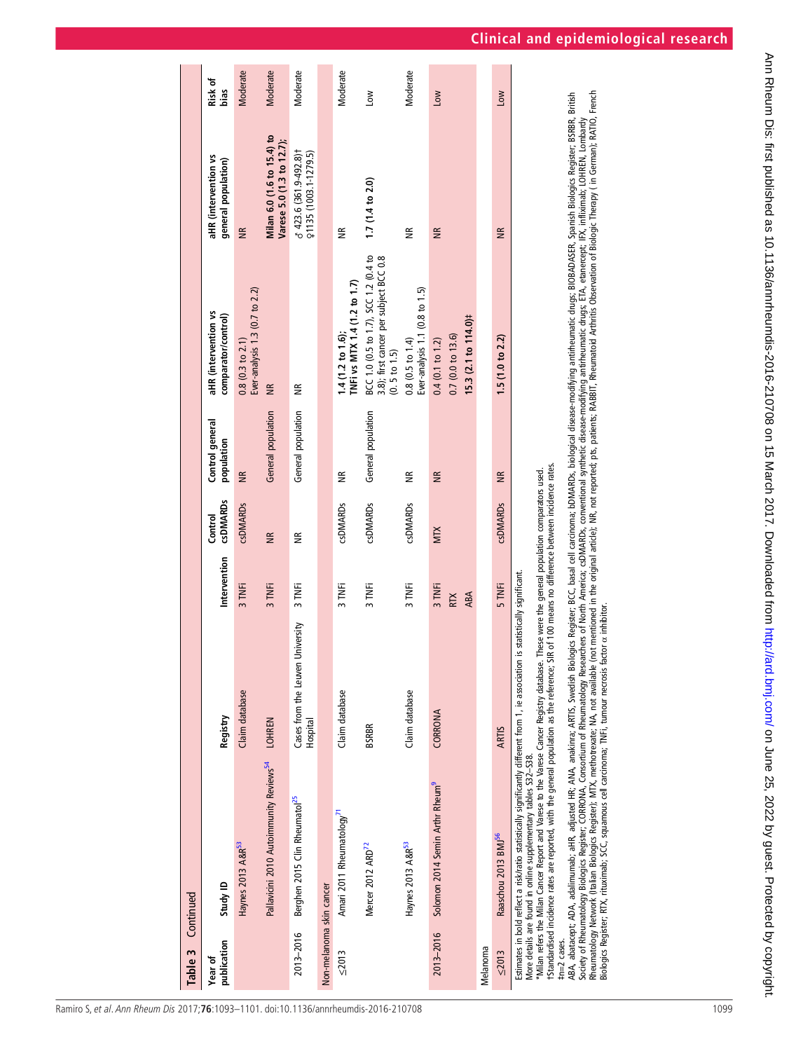**Table 3 Continued**

| Year of publication | Study ID | Registry | Intervention | Control csDMARDs | Control general population | aHR (intervention vs comparator/control) | aHR (intervention vs general population) | Risk of bias |
|---|---|---|---|---|---|---|---|---|
| | Haynes 2013 A&R[53] | Claim database | 3 TNFi | csDMARDs | NR | 0.8 (0.3 to 2.1)<br>Ever-analysis 1.3 (0.7 to 2.2) | NR | Moderate |
| | Pallavicini 2010 Autoimmunity Reviews[54] | LOHREN | 3 TNFi | NR | General population | NR | **Milan 6.0 (1.6 to 15.4) to Varese 5.0 (1.3 to 12.7)**; | Moderate |
| 2013–2016 | Berghen 2015 Clin Rheumatol[25] | Cases from the Leuven University Hospital | 3 TNFi | NR | General population | NR | ♂ 423.6 (361.9-492.8)†<br>♀1135 (1003.1-1279.5) | Moderate |
| **Non-melanoma skin cancer** | | | | | | | | |
| ≤2013 | Amari 2011 Rheumatology[71] | Claim database | 3 TNFi | csDMARDs | NR | **1.4 (1.2 to 1.6);**<br>**TNFi vs MTX 1.4 (1.2 to 1.7)** | NR | Moderate |
| | Mercer 2012 ARD[72] | BSRBR | 3 TNFi | csDMARDs | General population | BCC 1.0 (0.5 to 1.7), SCC 1.2 (0.4 to 3.8); first cancer per subject BCC 0.8 (0. 5 to 1.5) | **1.7 (1.4 to 2.0)** | Low |
| | Haynes 2013 A&R[53] | Claim database | 3 TNFi | csDMARDs | NR | 0.8 (0.5 to 1.4)<br>Ever-analysis 1.1 (0.8 to 1.5) | NR | Moderate |
| 2013–2016 | Solomon 2014 Semin Arthr Rheum[9] | CORRONA | 3 TNFi<br>RTX<br>ABA | MTX | NR | 0.4 (0.1 to 1.2)<br>0.7 (0.0 to 13.6)<br>**15.3 (2.1 to 114.0)‡** | NR | Low |
| **Melanoma** | | | | | | | | |
| ≤2013 | Raaschou 2013 BMJ[56] | ARTIS | 5 TNFi | csDMARDs | NR | **1.5 (1.0 to 2.2)** | NR | Low |

Estimates in bold reflect a risk/ratio statistically significantly different from 1, ie association is statistically significant.
More details are found in online supplementary tables S32–S38.
*Milan refers the Milan Cancer Report and Varese to the Varese Cancer Registry database. These were the general population comparators used.
†Standardised incidence rates are reported, with the general population as the reference; SIR of 100 means no difference between incidence rates.
‡n=2 cases.
ABA, abatacept; ADA, adalimumab; aHR, adjusted HR; ANA, anakinra; ARTIS, Swedish Biologics Register; BCC, basal cell carcinoma; bDMARDs, biological disease-modifying antirheumatic drugs; BIOBADASER, Spanish Biologics Register; BSRBR, British Society of Rheumatology Biologics Register; CORRONA, Consortium of Rheumatology Researchers of North America; csDMARDs, conventional synthetic disease-modifying antirheumatic drugs; ETA, etanercept; IFX, infliximab; LOHREN, Lombardy Rheumatology Network (Italian Biologics Register); MTX, methotrexate; NA, not available (not mentioned in the original article); NR, not reported; pts, patients; RABBIT, Rheumatoid Arthritis Observation of Biologic Therapy ( in German); RATIO, French Biologics Register; RTX, rituximab; SCC, squamous cell carcinoma; TNFi, tumour necrosis factor α inhibitor.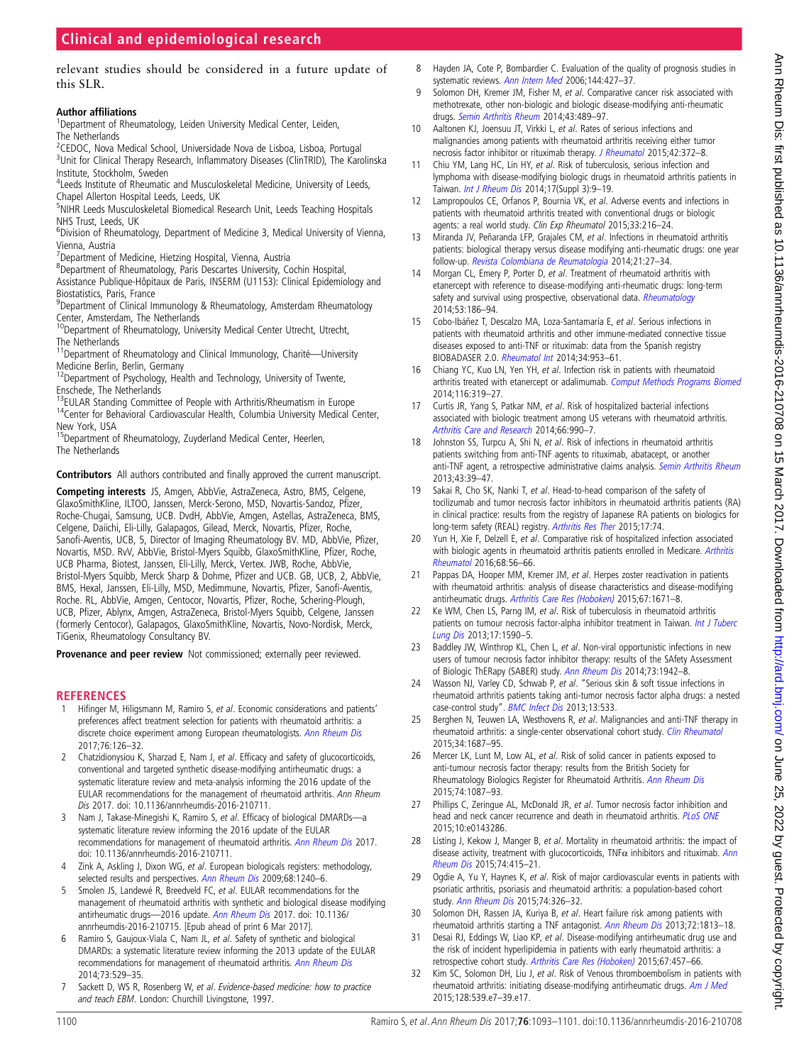relevant studies should be considered in a future update of this SLR.

**Author affiliations**

[1]Department of Rheumatology, Leiden University Medical Center, Leiden, The Netherlands
[2]CEDOC, Nova Medical School, Universidade Nova de Lisboa, Lisboa, Portugal
[3]Unit for Clinical Therapy Research, Inflammatory Diseases (ClinTRID), The Karolinska Institute, Stockholm, Sweden
[4]Leeds Institute of Rheumatic and Musculoskeletal Medicine, University of Leeds, Chapel Allerton Hospital Leeds, Leeds, UK
[5]NIHR Leeds Musculoskeletal Biomedical Research Unit, Leeds Teaching Hospitals NHS Trust, Leeds, UK
[6]Division of Rheumatology, Department of Medicine 3, Medical University of Vienna, Vienna, Austria
[7]Department of Medicine, Hietzing Hospital, Vienna, Austria
[8]Department of Rheumatology, Paris Descartes University, Cochin Hospital, Assistance Publique-Hôpitaux de Paris, INSERM (U1153): Clinical Epidemiology and Biostatistics, Paris, France
[9]Department of Clinical Immunology & Rheumatology, Amsterdam Rheumatology Center, Amsterdam, The Netherlands
[10]Department of Rheumatology, University Medical Center Utrecht, Utrecht, The Netherlands
[11]Department of Rheumatology and Clinical Immunology, Charité—University Medicine Berlin, Berlin, Germany
[12]Department of Psychology, Health and Technology, University of Twente, Enschede, The Netherlands
[13]EULAR Standing Committee of People with Arthritis/Rheumatism in Europe
[14]Center for Behavioral Cardiovascular Health, Columbia University Medical Center, New York, USA
[15]Department of Rheumatology, Zuyderland Medical Center, Heerlen, The Netherlands

**Contributors** All authors contributed and finally approved the current manuscript.

**Competing interests** JS, Amgen, AbbVie, AstraZeneca, Astro, BMS, Celgene, GlaxoSmithKline, ILTOO, Janssen, Merck-Serono, MSD, Novartis-Sandoz, Pfizer, Roche-Chugai, Samsung, UCB. DvdH, AbbVie, Amgen, Astellas, AstraZeneca, BMS, Celgene, Daiichi, Eli-Lilly, Galapagos, Gilead, Merck, Novartis, Pfizer, Roche, Sanofi-Aventis, UCB, 5, Director of Imaging Rheumatology BV. MD, AbbVie, Pfizer, Novartis, MSD. RvV, AbbVie, Bristol-Myers Squibb, GlaxoSmithKline, Pfizer, Roche, UCB Pharma, Biotest, Janssen, Eli-Lilly, Merck, Vertex. JWB, Roche, AbbVie, Bristol-Myers Squibb, Merck Sharp & Dohme, Pfizer and UCB. GB, UCB, 2, AbbVie, BMS, Hexal, Janssen, Eli-Lilly, MSD, Medimmune, Novartis, Pfizer, Sanofi-Aventis, Roche. RL, AbbVie, Amgen, Centocor, Novartis, Pfizer, Roche, Schering-Plough, UCB, Pfizer, Ablynx, Amgen, AstraZeneca, Bristol-Myers Squibb, Celgene, Janssen (formerly Centocor), Galapagos, GlaxoSmithKline, Novartis, Novo-Nordisk, Merck, TiGenix, Rheumatology Consultancy BV.

**Provenance and peer review** Not commissioned; externally peer reviewed.

## REFERENCES

1. Hifinger M, Hiligsmann M, Ramiro S, *et al*. Economic considerations and patients' preferences affect treatment selection for patients with rheumatoid arthritis: a discrete choice experiment among European rheumatologists. *Ann Rheum Dis* 2017;76:126–32.
2. Chatzidionysiou K, Sharzad E, Nam J, *et al*. Efficacy and safety of glucocorticoids, conventional and targeted synthetic disease-modifying antirheumatic drugs: a systematic literature review and meta-analysis informing the 2016 update of the EULAR recommendations for the management of rheumatoid arthritis. Ann Rheum Dis 2017. doi: 10.1136/annrheumdis-2016-210711.
3. Nam J, Takase-Minegishi K, Ramiro S, *et al*. Efficacy of biological DMARDs—a systematic literature review informing the 2016 update of the EULAR recommendations for management of rheumatoid arthritis. *Ann Rheum Dis* 2017. doi: 10.1136/annrheumdis-2016-210711.
4. Zink A, Askling J, Dixon WG, *et al*. European biologicals registers: methodology, selected results and perspectives. *Ann Rheum Dis* 2009;68:1240–6.
5. Smolen JS, Landewé R, Breedveld FC, *et al*. EULAR recommendations for the management of rheumatoid arthritis with synthetic and biological disease modifying antirheumatic drugs—2016 update. *Ann Rheum Dis* 2017. doi: 10.1136/annrheumdis-2016-210715. [Epub ahead of print 6 Mar 2017].
6. Ramiro S, Gaujoux-Viala C, Nam JL, *et al*. Safety of synthetic and biological DMARDs: a systematic literature review informing the 2013 update of the EULAR recommendations for management of rheumatoid arthritis. *Ann Rheum Dis* 2014;73:529–35.
7. Sackett D, WS R, Rosenberg W, *et al*. *Evidence-based medicine: how to practice and teach EBM*. London: Churchill Livingstone, 1997.
8. Hayden JA, Cote P, Bombardier C. Evaluation of the quality of prognosis studies in systematic reviews. *Ann Intern Med* 2006;144:427–37.
9. Solomon DH, Kremer JM, Fisher M, *et al*. Comparative cancer risk associated with methotrexate, other non-biologic and biologic disease-modifying anti-rheumatic drugs. *Semin Arthritis Rheum* 2014;43:489–97.
10. Aaltonen KJ, Joensuu JT, Virkki L, *et al*. Rates of serious infections and malignancies among patients with rheumatoid arthritis receiving either tumor necrosis factor inhibitor or rituximab therapy. *J Rheumatol* 2015;42:372–8.
11. Chiu YM, Lang HC, Lin HY, *et al*. Risk of tuberculosis, serious infection and lymphoma with disease-modifying biologic drugs in rheumatoid arthritis patients in Taiwan. *Int J Rheum Dis* 2014;17(Suppl 3):9–19.
12. Lampropoulos CE, Orfanos P, Bournia VK, *et al*. Adverse events and infections in patients with rheumatoid arthritis treated with conventional drugs or biologic agents: a real world study. *Clin Exp Rheumatol* 2015;33:216–24.
13. Miranda JV, Peñaranda LFP, Grajales CM, *et al*. Infections in rheumatoid arthritis patients: biological therapy versus disease modifying anti-rheumatic drugs: one year follow-up. *Revista Colombiana de Reumatología* 2014;21:27–34.
14. Morgan CL, Emery P, Porter D, *et al*. Treatment of rheumatoid arthritis with etanercept with reference to disease-modifying anti-rheumatic drugs: long-term safety and survival using prospective, observational data. *Rheumatology* 2014;53:186–94.
15. Cobo-Ibáñez T, Descalzo MA, Loza-Santamaría E, *et al*. Serious infections in patients with rheumatoid arthritis and other immune-mediated connective tissue diseases exposed to anti-TNF or rituximab: data from the Spanish registry BIOBADASER 2.0. *Rheumatol Int* 2014;34:953–61.
16. Chiang YC, Kuo LN, Yen YH, *et al*. Infection risk in patients with rheumatoid arthritis treated with etanercept or adalimumab. *Comput Methods Programs Biomed* 2014;116:319–27.
17. Curtis JR, Yang S, Patkar NM, *et al*. Risk of hospitalized bacterial infections associated with biologic treatment among US veterans with rheumatoid arthritis. *Arthritis Care and Research* 2014;66:990–7.
18. Johnston SS, Turpcu A, Shi N, *et al*. Risk of infections in rheumatoid arthritis patients switching from anti-TNF agents to rituximab, abatacept, or another anti-TNF agent, a retrospective administrative claims analysis. *Semin Arthritis Rheum* 2013;43:39–47.
19. Sakai R, Cho SK, Nanki T, *et al*. Head-to-head comparison of the safety of tocilizumab and tumor necrosis factor inhibitors in rheumatoid arthritis patients (RA) in clinical practice: results from the registry of Japanese RA patients on biologics for long-term safety (REAL) registry. *Arthritis Res Ther* 2015;17:74.
20. Yun H, Xie F, Delzell E, *et al*. Comparative risk of hospitalized infection associated with biologic agents in rheumatoid arthritis patients enrolled in Medicare. *Arthritis Rheumatol* 2016;68:56–66.
21. Pappas DA, Hooper MM, Kremer JM, *et al*. Herpes zoster reactivation in patients with rheumatoid arthritis: analysis of disease characteristics and disease-modifying antirheumatic drugs. *Arthritis Care Res (Hoboken)* 2015;67:1671–8.
22. Ke WM, Chen LS, Parng IM, *et al*. Risk of tuberculosis in rheumatoid arthritis patients on tumour necrosis factor-alpha inhibitor treatment in Taiwan. *Int J Tuberc Lung Dis* 2013;17:1590–5.
23. Baddley JW, Winthrop KL, Chen L, *et al*. Non-viral opportunistic infections in new users of tumour necrosis factor inhibitor therapy: results of the SAfety Assessment of Biologic ThERapy (SABER) study. *Ann Rheum Dis* 2014;73:1942–8.
24. Wasson NJ, Varley CD, Schwab P, *et al*. "Serious skin & soft tissue infections in rheumatoid arthritis patients taking anti-tumor necrosis factor alpha drugs: a nested case-control study". *BMC Infect Dis* 2013;13:533.
25. Berghen N, Teuwen LA, Westhovens R, *et al*. Malignancies and anti-TNF therapy in rheumatoid arthritis: a single-center observational cohort study. *Clin Rheumatol* 2015;34:1687–95.
26. Mercer LK, Lunt M, Low AL, *et al*. Risk of solid cancer in patients exposed to anti-tumour necrosis factor therapy: results from the British Society for Rheumatology Biologics Register for Rheumatoid Arthritis. *Ann Rheum Dis* 2015;74:1087–93.
27. Phillips C, Zeringue AL, McDonald JR, *et al*. Tumor necrosis factor inhibition and head and neck cancer recurrence and death in rheumatoid arthritis. *PLoS ONE* 2015;10:e0143286.
28. Listing J, Kekow J, Manger B, *et al*. Mortality in rheumatoid arthritis: the impact of disease activity, treatment with glucocorticoids, TNFα inhibitors and rituximab. *Ann Rheum Dis* 2015;74:415–21.
29. Ogdie A, Yu Y, Haynes K, *et al*. Risk of major cardiovascular events in patients with psoriatic arthritis, psoriasis and rheumatoid arthritis: a population-based cohort study. *Ann Rheum Dis* 2015;74:326–32.
30. Solomon DH, Rassen JA, Kuriya B, *et al*. Heart failure risk among patients with rheumatoid arthritis starting a TNF antagonist. *Ann Rheum Dis* 2013;72:1813–18.
31. Desai RJ, Eddings W, Liao KP, *et al*. Disease-modifying antirheumatic drug use and the risk of incident hyperlipidemia in patients with early rheumatoid arthritis: a retrospective cohort study. *Arthritis Care Res (Hoboken)* 2015;67:457–66.
32. Kim SC, Solomon DH, Liu J, *et al*. Risk of Venous thromboembolism in patients with rheumatoid arthritis: initiating disease-modifying antirheumatic drugs. *Am J Med* 2015;128:539.e7–39.e17.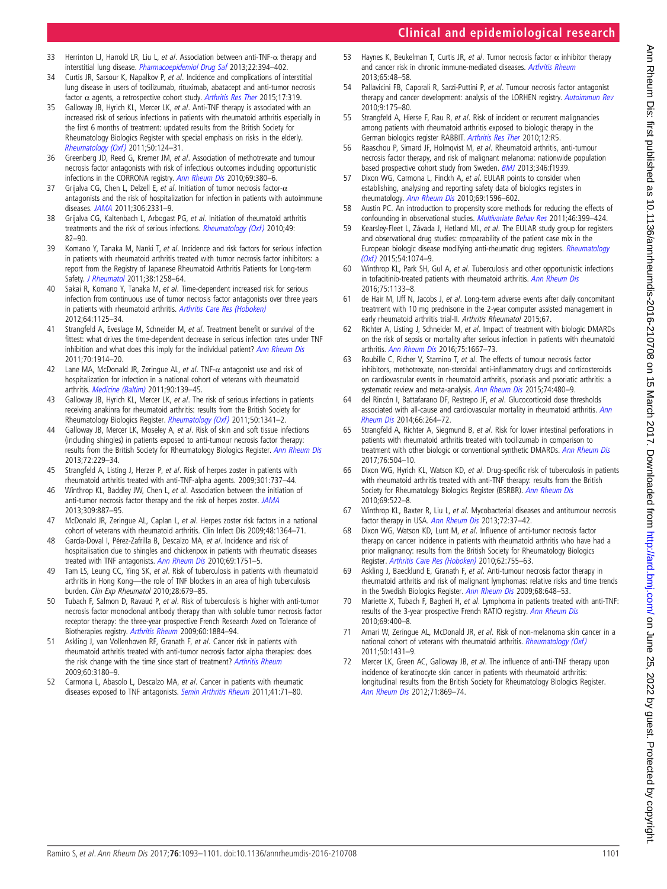33 Herrinton LJ, Harrold LR, Liu L, *et al*. Association between anti-TNF-α therapy and interstitial lung disease. *Pharmacoepidemiol Drug Saf* 2013;22:394–402.

34 Curtis JR, Sarsour K, Napalkov P, *et al*. Incidence and complications of interstitial lung disease in users of tocilizumab, rituximab, abatacept and anti-tumor necrosis factor α agents, a retrospective cohort study. *Arthritis Res Ther* 2015;17:319.

35 Galloway JB, Hyrich KL, Mercer LK, *et al*. Anti-TNF therapy is associated with an increased risk of serious infections in patients with rheumatoid arthritis especially in the first 6 months of treatment: updated results from the British Society for Rheumatology Biologics Register with special emphasis on risks in the elderly. *Rheumatology (Oxf)* 2011;50:124–31.

36 Greenberg JD, Reed G, Kremer JM, *et al*. Association of methotrexate and tumour necrosis factor antagonists with risk of infectious outcomes including opportunistic infections in the CORRONA registry. *Ann Rheum Dis* 2010;69:380–6.

37 Grijalva CG, Chen L, Delzell E, *et al*. Initiation of tumor necrosis factor-α antagonists and the risk of hospitalization for infection in patients with autoimmune diseases. *JAMA* 2011;306:2331–9.

38 Grijalva CG, Kaltenbach L, Arbogast PG, *et al*. Initiation of rheumatoid arthritis treatments and the risk of serious infections. *Rheumatology (Oxf)* 2010;49: 82–90.

39 Komano Y, Tanaka M, Nanki T, *et al*. Incidence and risk factors for serious infection in patients with rheumatoid arthritis treated with tumor necrosis factor inhibitors: a report from the Registry of Japanese Rheumatoid Arthritis Patients for Long-term Safety. *J Rheumatol* 2011;38:1258–64.

40 Sakai R, Komano Y, Tanaka M, *et al*. Time-dependent increased risk for serious infection from continuous use of tumor necrosis factor antagonists over three years in patients with rheumatoid arthritis. *Arthritis Care Res (Hoboken)* 2012;64:1125–34.

41 Strangfeld A, Eveslage M, Schneider M, *et al*. Treatment benefit or survival of the fittest: what drives the time-dependent decrease in serious infection rates under TNF inhibition and what does this imply for the individual patient? *Ann Rheum Dis* 2011;70:1914–20.

42 Lane MA, McDonald JR, Zeringue AL, *et al*. TNF-α antagonist use and risk of hospitalization for infection in a national cohort of veterans with rheumatoid arthritis. *Medicine (Baltim)* 2011;90:139–45.

43 Galloway JB, Hyrich KL, Mercer LK, *et al*. The risk of serious infections in patients receiving anakinra for rheumatoid arthritis: results from the British Society for Rheumatology Biologics Register. *Rheumatology (Oxf)* 2011;50:1341–2.

44 Galloway JB, Mercer LK, Moseley A, *et al*. Risk of skin and soft tissue infections (including shingles) in patients exposed to anti-tumour necrosis factor therapy: results from the British Society for Rheumatology Biologics Register. *Ann Rheum Dis* 2013;72:229–34.

45 Strangfeld A, Listing J, Herzer P, *et al*. Risk of herpes zoster in patients with rheumatoid arthritis treated with anti-TNF-alpha agents. 2009;301:737–44.

46 Winthrop KL, Baddley JW, Chen L, *et al*. Association between the initiation of anti-tumor necrosis factor therapy and the risk of herpes zoster. *JAMA* 2013;309:887–95.

47 McDonald JR, Zeringue AL, Caplan L, *et al*. Herpes zoster risk factors in a national cohort of veterans with rheumatoid arthritis. Clin Infect Dis 2009;48:1364–71.

48 García-Doval I, Pérez-Zafrilla B, Descalzo MA, *et al*. Incidence and risk of hospitalisation due to shingles and chickenpox in patients with rheumatic diseases treated with TNF antagonists. *Ann Rheum Dis* 2010;69:1751–5.

49 Tam LS, Leung CC, Ying SK, *et al*. Risk of tuberculosis in patients with rheumatoid arthritis in Hong Kong—the role of TNF blockers in an area of high tuberculosis burden. Clin Exp Rheumatol 2010;28:679–85.

50 Tubach F, Salmon D, Ravaud P, *et al*. Risk of tuberculosis is higher with anti-tumor necrosis factor monoclonal antibody therapy than with soluble tumor necrosis factor receptor therapy: the three-year prospective French Research Axed on Tolerance of Biotherapies registry. *Arthritis Rheum* 2009;60:1884–94.

51 Askling J, van Vollenhoven RF, Granath F, *et al*. Cancer risk in patients with rheumatoid arthritis treated with anti-tumor necrosis factor alpha therapies: does the risk change with the time since start of treatment? *Arthritis Rheum* 2009;60:3180–9.

52 Carmona L, Abasolo L, Descalzo MA, *et al*. Cancer in patients with rheumatic diseases exposed to TNF antagonists. *Semin Arthritis Rheum* 2011;41:71–80.

53 Haynes K, Beukelman T, Curtis JR, *et al*. Tumor necrosis factor α inhibitor therapy and cancer risk in chronic immune-mediated diseases. *Arthritis Rheum* 2013;65:48–58.

54 Pallavicini FB, Caporali R, Sarzi-Puttini P, *et al*. Tumour necrosis factor antagonist therapy and cancer development: analysis of the LORHEN registry. *Autoimmun Rev* 2010;9:175–80.

55 Strangfeld A, Hierse F, Rau R, *et al*. Risk of incident or recurrent malignancies among patients with rheumatoid arthritis exposed to biologic therapy in the German biologics register RABBIT. *Arthritis Res Ther* 2010;12:R5.

56 Raaschou P, Simard JF, Holmqvist M, *et al*. Rheumatoid arthritis, anti-tumour necrosis factor therapy, and risk of malignant melanoma: nationwide population based prospective cohort study from Sweden. *BMJ* 2013;346:f1939.

57 Dixon WG, Carmona L, Finckh A, *et al*. EULAR points to consider when establishing, analysing and reporting safety data of biologics registers in rheumatology. *Ann Rheum Dis* 2010;69:1596–602.

58 Austin PC. An introduction to propensity score methods for reducing the effects of confounding in observational studies. *Multivariate Behav Res* 2011;46:399–424.

59 Kearsley-Fleet L, Závada J, Hetland ML, *et al*. The EULAR study group for registers and observational drug studies: comparability of the patient case mix in the European biologic disease modifying anti-rheumatic drug registers. *Rheumatology (Oxf)* 2015;54:1074–9.

60 Winthrop KL, Park SH, Gul A, *et al*. Tuberculosis and other opportunistic infections in tofacitinib-treated patients with rheumatoid arthritis. *Ann Rheum Dis* 2016;75:1133–8.

61 de Hair M, IJff N, Jacobs J, *et al*. Long-term adverse events after daily concomitant treatment with 10 mg prednisone in the 2-year computer assisted management in early rheumatoid arthritis trial-II. *Arthritis Rheumatol* 2015;67.

62 Richter A, Listing J, Schneider M, *et al*. Impact of treatment with biologic DMARDs on the risk of sepsis or mortality after serious infection in patients with rheumatoid arthritis. *Ann Rheum Dis* 2016;75:1667–73.

63 Roubille C, Richer V, Starnino T, *et al*. The effects of tumour necrosis factor inhibitors, methotrexate, non-steroidal anti-inflammatory drugs and corticosteroids on cardiovascular events in rheumatoid arthritis, psoriasis and psoriatic arthritis: a systematic review and meta-analysis. *Ann Rheum Dis* 2015;74:480–9.

64 del Rincón I, Battafarano DF, Restrepo JF, *et al*. Glucocorticoid dose thresholds associated with all-cause and cardiovascular mortality in rheumatoid arthritis. *Ann Rheum Dis* 2014;66:264–72.

65 Strangfeld A, Richter A, Siegmund B, *et al*. Risk for lower intestinal perforations in patients with rheumatoid arthritis treated with tocilizumab in comparison to treatment with other biologic or conventional synthetic DMARDs. *Ann Rheum Dis* 2017;76:504–10.

66 Dixon WG, Hyrich KL, Watson KD, *et al*. Drug-specific risk of tuberculosis in patients with rheumatoid arthritis treated with anti-TNF therapy: results from the British Society for Rheumatology Biologics Register (BSRBR). *Ann Rheum Dis* 2010;69:522–8.

67 Winthrop KL, Baxter R, Liu L, *et al*. Mycobacterial diseases and antitumour necrosis factor therapy in USA. *Ann Rheum Dis* 2013;72:37–42.

68 Dixon WG, Watson KD, Lunt M, *et al*. Influence of anti-tumor necrosis factor therapy on cancer incidence in patients with rheumatoid arthritis who have had a prior malignancy: results from the British Society for Rheumatology Biologics Register. *Arthritis Care Res (Hoboken)* 2010;62:755–63.

69 Askling J, Baecklund E, Granath F, *et al*. Anti-tumour necrosis factor therapy in rheumatoid arthritis and risk of malignant lymphomas: relative risks and time trends in the Swedish Biologics Register. *Ann Rheum Dis* 2009;68:648–53.

70 Mariette X, Tubach F, Bagheri H, *et al*. Lymphoma in patients treated with anti-TNF: results of the 3-year prospective French RATIO registry. *Ann Rheum Dis* 2010;69:400–8.

71 Amari W, Zeringue AL, McDonald JR, *et al*. Risk of non-melanoma skin cancer in a national cohort of veterans with rheumatoid arthritis. *Rheumatology (Oxf)* 2011;50:1431–9.

72 Mercer LK, Green AC, Galloway JB, *et al*. The influence of anti-TNF therapy upon incidence of keratinocyte skin cancer in patients with rheumatoid arthritis: longitudinal results from the British Society for Rheumatology Biologics Register. *Ann Rheum Dis* 2012;71:869–74.